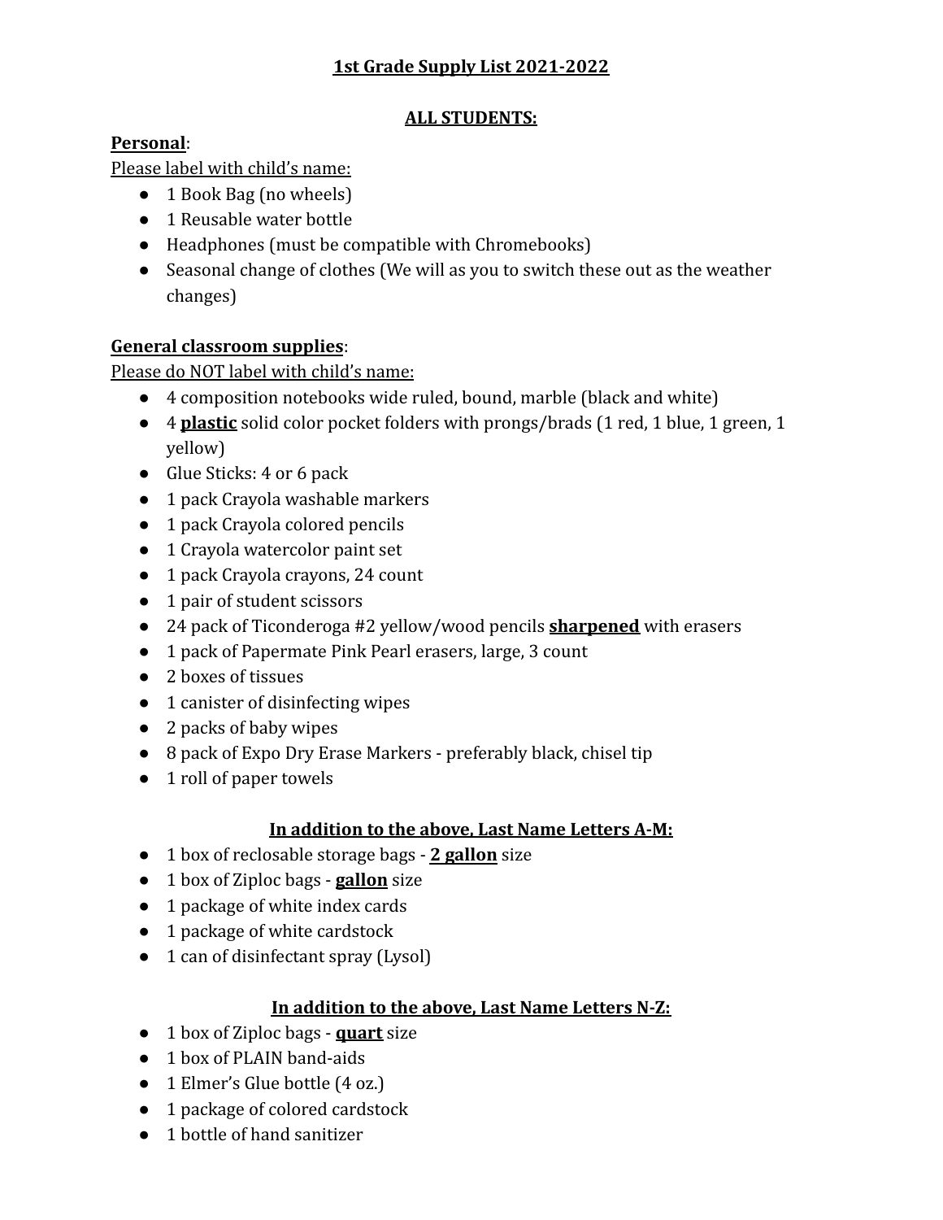# 1st Grade Supply List 2021-2022

## ALL STUDENTS:

**Personal**:

Please label with child's name:

- 1 Book Bag (no wheels)
- 1 Reusable water bottle
- Headphones (must be compatible with Chromebooks)
- Seasonal change of clothes (We will as you to switch these out as the weather changes)

**General classroom supplies**:

Please do NOT label with child's name:

- 4 composition notebooks wide ruled, bound, marble (black and white)
- 4 **plastic** solid color pocket folders with prongs/brads (1 red, 1 blue, 1 green, 1 yellow)
- Glue Sticks: 4 or 6 pack
- 1 pack Crayola washable markers
- 1 pack Crayola colored pencils
- 1 Crayola watercolor paint set
- 1 pack Crayola crayons, 24 count
- 1 pair of student scissors
- 24 pack of Ticonderoga #2 yellow/wood pencils **sharpened** with erasers
- 1 pack of Papermate Pink Pearl erasers, large, 3 count
- 2 boxes of tissues
- 1 canister of disinfecting wipes
- 2 packs of baby wipes
- 8 pack of Expo Dry Erase Markers - preferably black, chisel tip
- 1 roll of paper towels

## In addition to the above, Last Name Letters A-M:

- 1 box of reclosable storage bags - **2 gallon** size
- 1 box of Ziploc bags - **gallon** size
- 1 package of white index cards
- 1 package of white cardstock
- 1 can of disinfectant spray (Lysol)

## In addition to the above, Last Name Letters N-Z:

- 1 box of Ziploc bags - **quart** size
- 1 box of PLAIN band-aids
- 1 Elmer's Glue bottle (4 oz.)
- 1 package of colored cardstock
- 1 bottle of hand sanitizer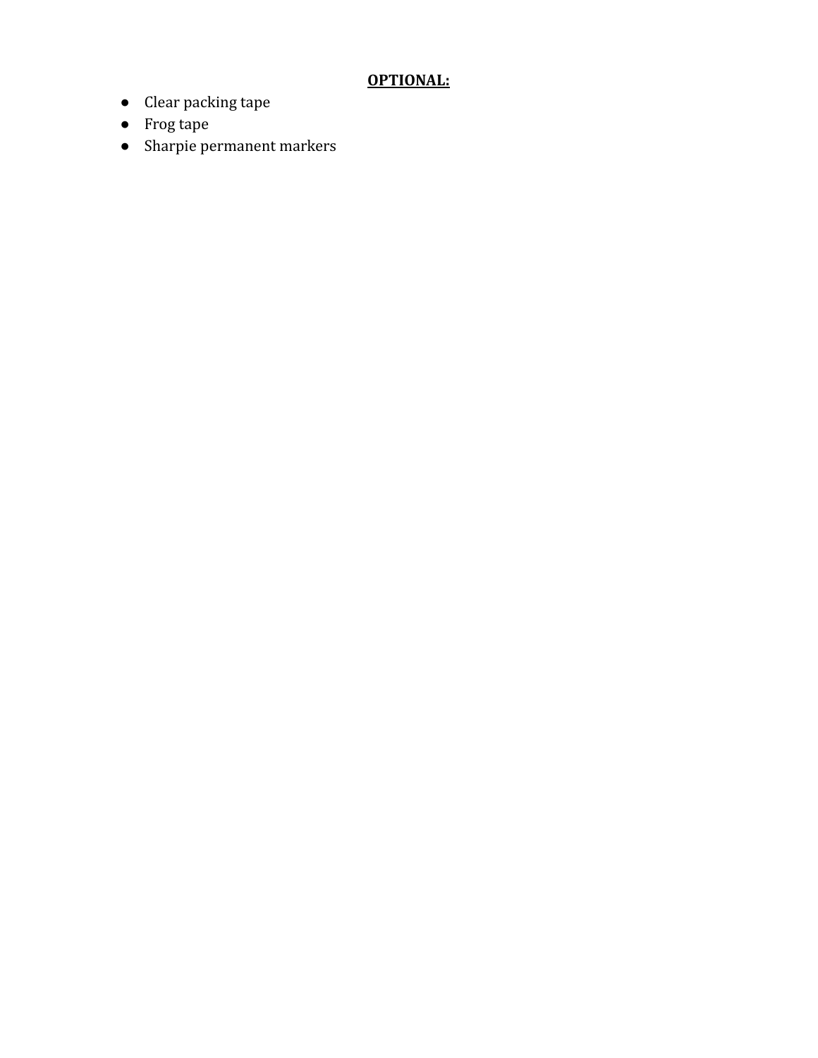**OPTIONAL:**

- Clear packing tape
- Frog tape
- Sharpie permanent markers